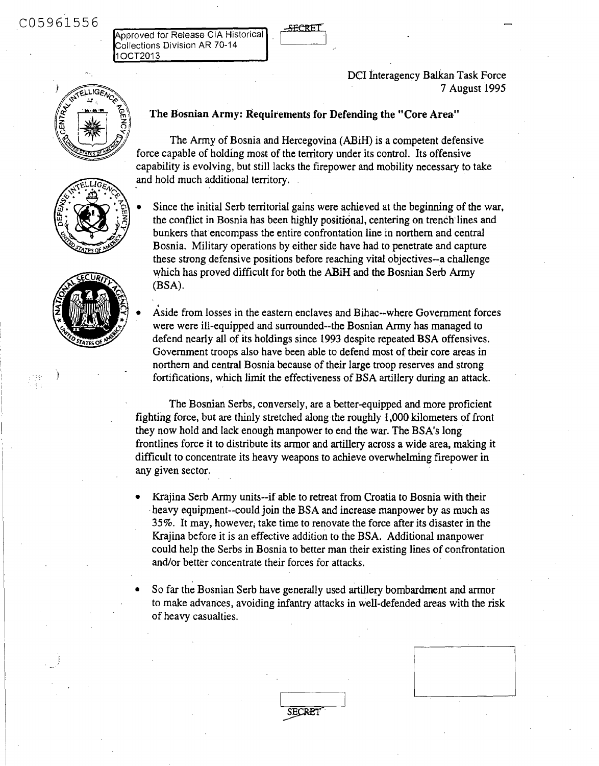C05961556

Approved for Release CIA Historical Collections Division AR 70-14 1OCT2013

SECRET

DCI Interagency Balkan Task Force
7 August 1995

## The Bosnian Army: Requirements for Defending the "Core Area"

The Army of Bosnia and Hercegovina (ABiH) is a competent defensive force capable of holding most of the territory under its control. Its offensive capability is evolving, but still lacks the firepower and mobility necessary to take and hold much additional territory.

- Since the initial Serb territorial gains were achieved at the beginning of the war, the conflict in Bosnia has been highly positional, centering on trench lines and bunkers that encompass the entire confrontation line in northern and central Bosnia. Military operations by either side have had to penetrate and capture these strong defensive positions before reaching vital objectives--a challenge which has proved difficult for both the ABiH and the Bosnian Serb Army (BSA).

- Aside from losses in the eastern enclaves and Bihac--where Government forces were were ill-equipped and surrounded--the Bosnian Army has managed to defend nearly all of its holdings since 1993 despite repeated BSA offensives. Government troops also have been able to defend most of their core areas in northern and central Bosnia because of their large troop reserves and strong fortifications, which limit the effectiveness of BSA artillery during an attack.

The Bosnian Serbs, conversely, are a better-equipped and more proficient fighting force, but are thinly stretched along the roughly 1,000 kilometers of front they now hold and lack enough manpower to end the war. The BSA's long frontlines force it to distribute its armor and artillery across a wide area, making it difficult to concentrate its heavy weapons to achieve overwhelming firepower in any given sector.

- Krajina Serb Army units--if able to retreat from Croatia to Bosnia with their heavy equipment--could join the BSA and increase manpower by as much as 35%. It may, however, take time to renovate the force after its disaster in the Krajina before it is an effective addition to the BSA. Additional manpower could help the Serbs in Bosnia to better man their existing lines of confrontation and/or better concentrate their forces for attacks.

- So far the Bosnian Serb have generally used artillery bombardment and armor to make advances, avoiding infantry attacks in well-defended areas with the risk of heavy casualties.

SECRET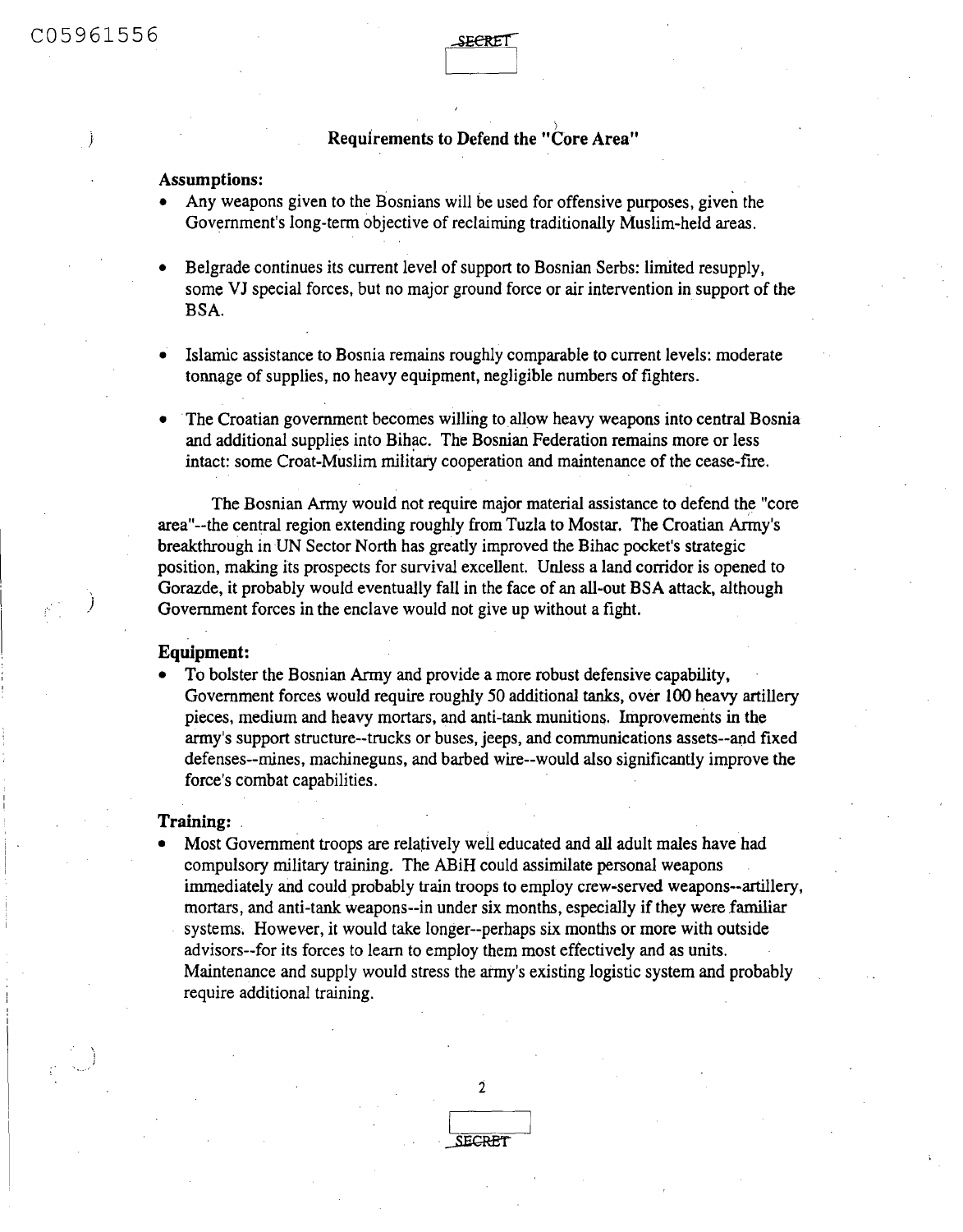# Requirements to Defend the "Core Area"

**Assumptions:**

- Any weapons given to the Bosnians will be used for offensive purposes, given the Government's long-term objective of reclaiming traditionally Muslim-held areas.
- Belgrade continues its current level of support to Bosnian Serbs: limited resupply, some VJ special forces, but no major ground force or air intervention in support of the BSA.
- Islamic assistance to Bosnia remains roughly comparable to current levels: moderate tonnage of supplies, no heavy equipment, negligible numbers of fighters.
- The Croatian government becomes willing to allow heavy weapons into central Bosnia and additional supplies into Bihac. The Bosnian Federation remains more or less intact: some Croat-Muslim military cooperation and maintenance of the cease-fire.

The Bosnian Army would not require major material assistance to defend the "core area"--the central region extending roughly from Tuzla to Mostar. The Croatian Army's breakthrough in UN Sector North has greatly improved the Bihac pocket's strategic position, making its prospects for survival excellent. Unless a land corridor is opened to Gorazde, it probably would eventually fall in the face of an all-out BSA attack, although Government forces in the enclave would not give up without a fight.

## Equipment:

- To bolster the Bosnian Army and provide a more robust defensive capability, Government forces would require roughly 50 additional tanks, over 100 heavy artillery pieces, medium and heavy mortars, and anti-tank munitions. Improvements in the army's support structure--trucks or buses, jeeps, and communications assets--and fixed defenses--mines, machineguns, and barbed wire--would also significantly improve the force's combat capabilities.

## Training:

- Most Government troops are relatively well educated and all adult males have had compulsory military training. The ABiH could assimilate personal weapons immediately and could probably train troops to employ crew-served weapons--artillery, mortars, and anti-tank weapons--in under six months, especially if they were familiar systems. However, it would take longer--perhaps six months or more with outside advisors--for its forces to learn to employ them most effectively and as units. Maintenance and supply would stress the army's existing logistic system and probably require additional training.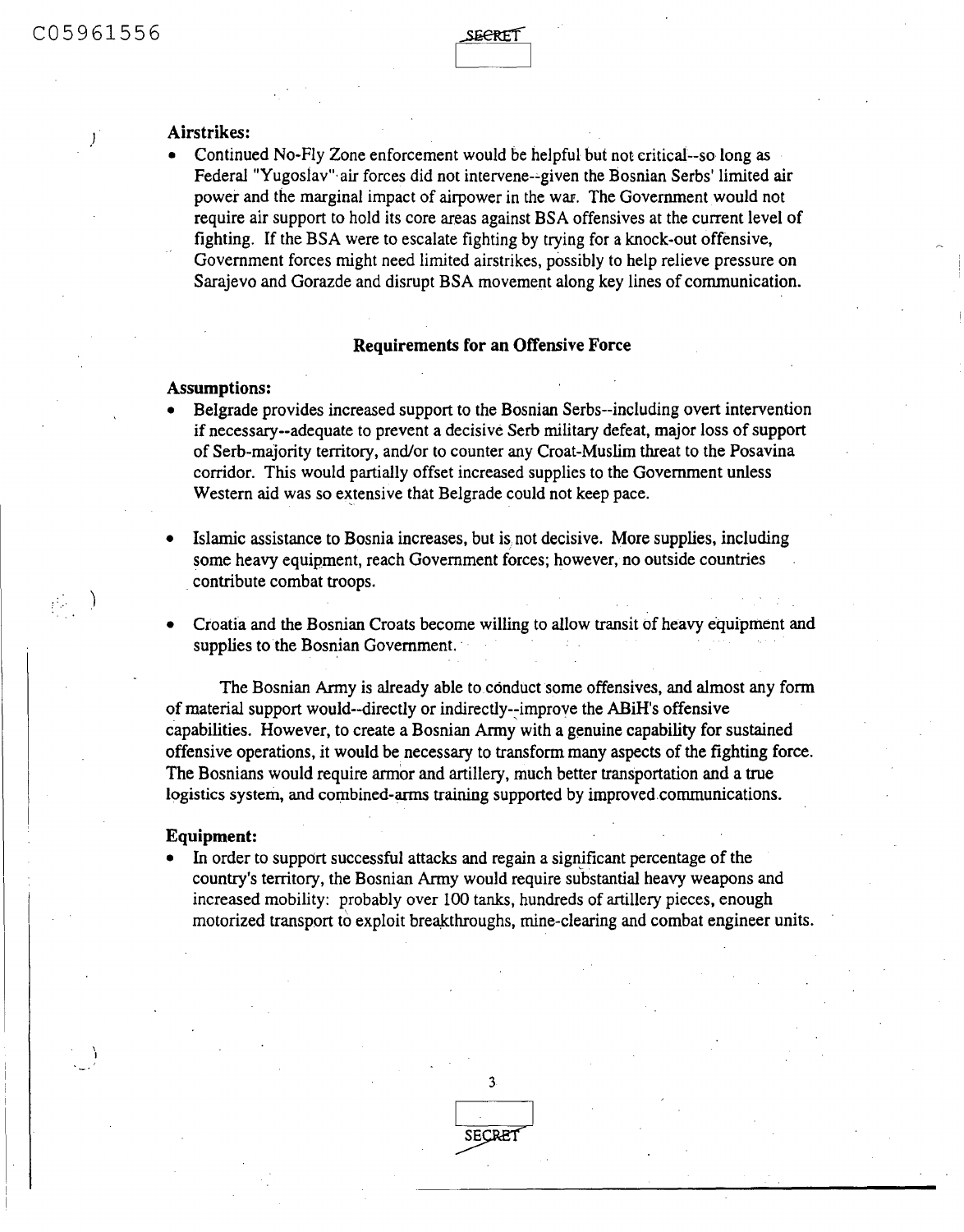**Airstrikes:**

- Continued No-Fly Zone enforcement would be helpful but not critical--so long as Federal "Yugoslav" air forces did not intervene--given the Bosnian Serbs' limited air power and the marginal impact of airpower in the war. The Government would not require air support to hold its core areas against BSA offensives at the current level of fighting. If the BSA were to escalate fighting by trying for a knock-out offensive, Government forces might need limited airstrikes, possibly to help relieve pressure on Sarajevo and Gorazde and disrupt BSA movement along key lines of communication.

## Requirements for an Offensive Force

**Assumptions:**

- Belgrade provides increased support to the Bosnian Serbs--including overt intervention if necessary--adequate to prevent a decisive Serb military defeat, major loss of support of Serb-majority territory, and/or to counter any Croat-Muslim threat to the Posavina corridor. This would partially offset increased supplies to the Government unless Western aid was so extensive that Belgrade could not keep pace.

- Islamic assistance to Bosnia increases, but is not decisive. More supplies, including some heavy equipment, reach Government forces; however, no outside countries contribute combat troops.

- Croatia and the Bosnian Croats become willing to allow transit of heavy equipment and supplies to the Bosnian Government.

The Bosnian Army is already able to conduct some offensives, and almost any form of material support would--directly or indirectly--improve the ABiH's offensive capabilities. However, to create a Bosnian Army with a genuine capability for sustained offensive operations, it would be necessary to transform many aspects of the fighting force. The Bosnians would require armor and artillery, much better transportation and a true logistics system, and combined-arms training supported by improved communications.

**Equipment:**

- In order to support successful attacks and regain a significant percentage of the country's territory, the Bosnian Army would require substantial heavy weapons and increased mobility: probably over 100 tanks, hundreds of artillery pieces, enough motorized transport to exploit breakthroughs, mine-clearing and combat engineer units.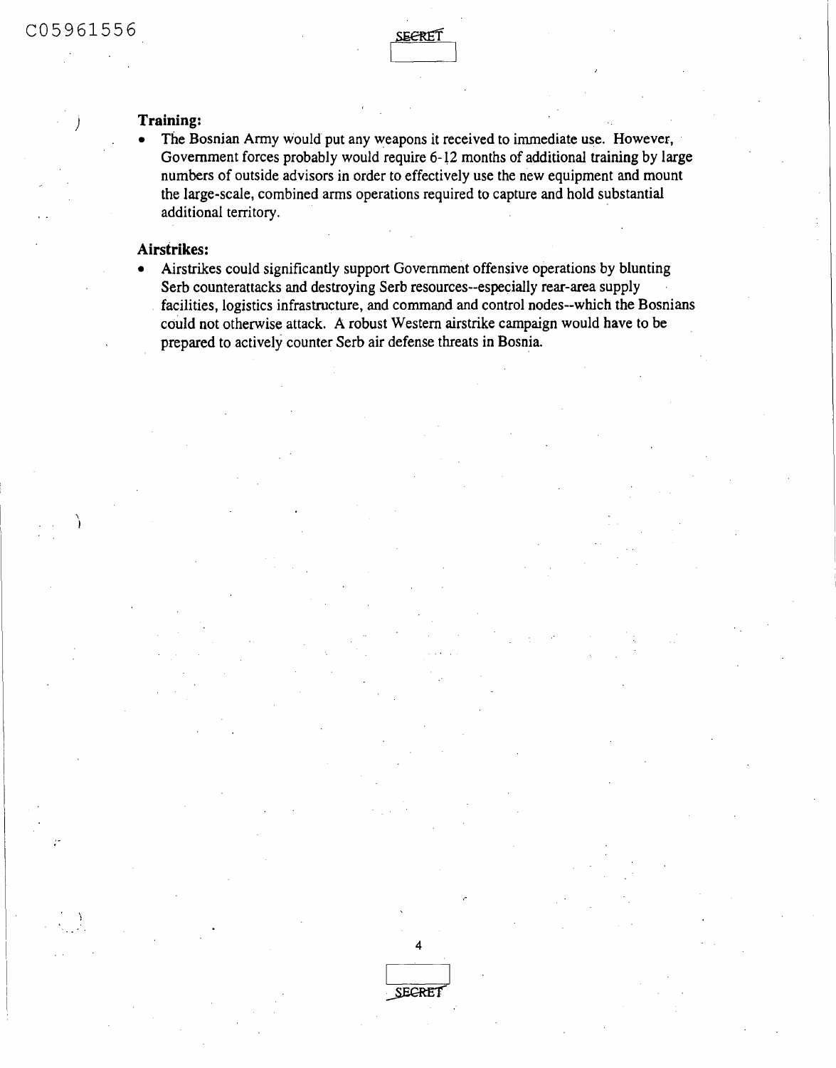**Training:**

- The Bosnian Army would put any weapons it received to immediate use. However, Government forces probably would require 6-12 months of additional training by large numbers of outside advisors in order to effectively use the new equipment and mount the large-scale, combined arms operations required to capture and hold substantial additional territory.

**Airstrikes:**

- Airstrikes could significantly support Government offensive operations by blunting Serb counterattacks and destroying Serb resources--especially rear-area supply facilities, logistics infrastructure, and command and control nodes--which the Bosnians could not otherwise attack. A robust Western airstrike campaign would have to be prepared to actively counter Serb air defense threats in Bosnia.